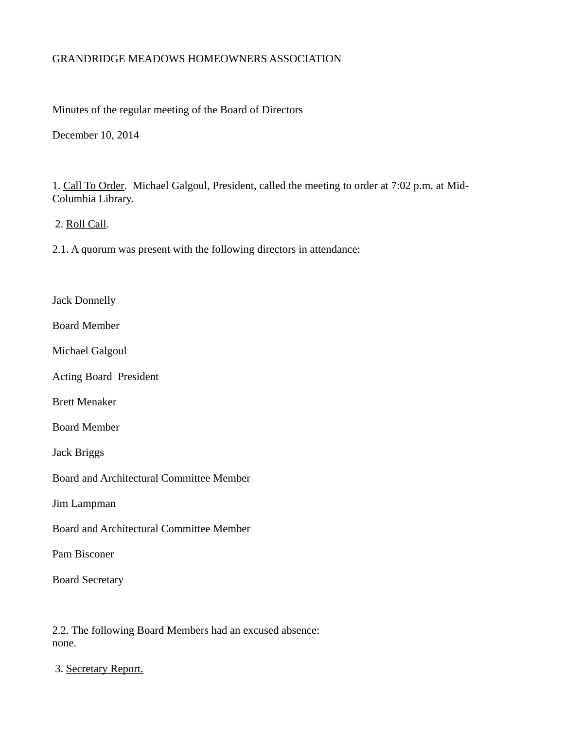# GRANDRIDGE MEADOWS HOMEOWNERS ASSOCIATION

Minutes of the regular meeting of the Board of Directors

December 10, 2014

1. Call To Order. Michael Galgoul, President, called the meeting to order at 7:02 p.m. at Mid-Columbia Library.

2. Roll Call.

2.1. A quorum was present with the following directors in attendance:

Jack Donnelly

Board Member

Michael Galgoul

Acting Board President

Brett Menaker

Board Member

Jack Briggs

Board and Architectural Committee Member

Jim Lampman

Board and Architectural Committee Member

Pam Bisconer

Board Secretary

2.2. The following Board Members had an excused absence:
none.

3. Secretary Report.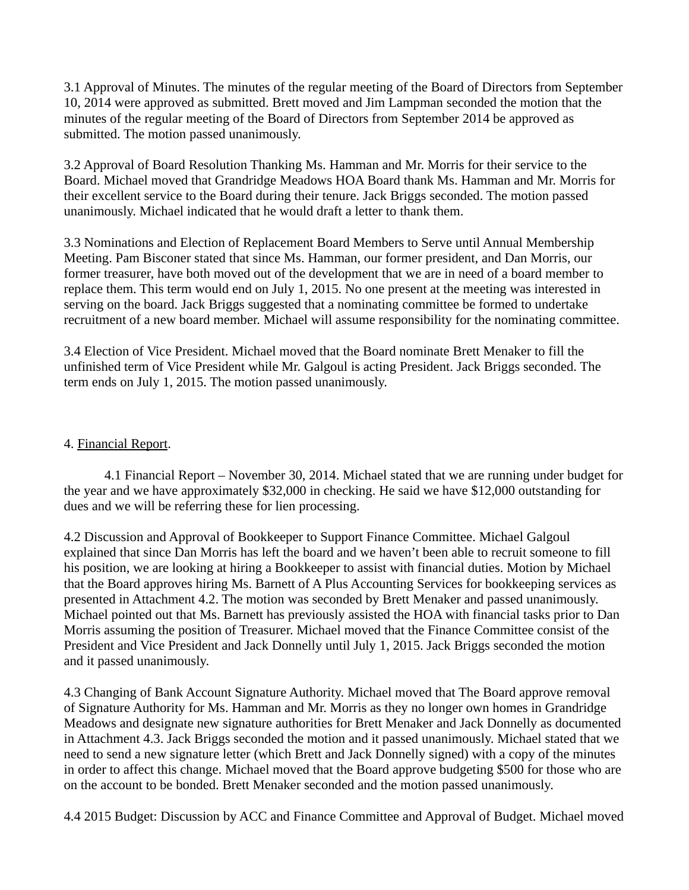3.1 Approval of Minutes. The minutes of the regular meeting of the Board of Directors from September 10, 2014 were approved as submitted. Brett moved and Jim Lampman seconded the motion that the minutes of the regular meeting of the Board of Directors from September 2014 be approved as submitted. The motion passed unanimously.

3.2 Approval of Board Resolution Thanking Ms. Hamman and Mr. Morris for their service to the Board. Michael moved that Grandridge Meadows HOA Board thank Ms. Hamman and Mr. Morris for their excellent service to the Board during their tenure. Jack Briggs seconded. The motion passed unanimously. Michael indicated that he would draft a letter to thank them.

3.3 Nominations and Election of Replacement Board Members to Serve until Annual Membership Meeting. Pam Bisconer stated that since Ms. Hamman, our former president, and Dan Morris, our former treasurer, have both moved out of the development that we are in need of a board member to replace them. This term would end on July 1, 2015. No one present at the meeting was interested in serving on the board. Jack Briggs suggested that a nominating committee be formed to undertake recruitment of a new board member. Michael will assume responsibility for the nominating committee.

3.4 Election of Vice President. Michael moved that the Board nominate Brett Menaker to fill the unfinished term of Vice President while Mr. Galgoul is acting President. Jack Briggs seconded. The term ends on July 1, 2015. The motion passed unanimously.

4. Financial Report.

4.1 Financial Report – November 30, 2014. Michael stated that we are running under budget for the year and we have approximately $32,000 in checking. He said we have $12,000 outstanding for dues and we will be referring these for lien processing.

4.2 Discussion and Approval of Bookkeeper to Support Finance Committee. Michael Galgoul explained that since Dan Morris has left the board and we haven't been able to recruit someone to fill his position, we are looking at hiring a Bookkeeper to assist with financial duties. Motion by Michael that the Board approves hiring Ms. Barnett of A Plus Accounting Services for bookkeeping services as presented in Attachment 4.2. The motion was seconded by Brett Menaker and passed unanimously. Michael pointed out that Ms. Barnett has previously assisted the HOA with financial tasks prior to Dan Morris assuming the position of Treasurer. Michael moved that the Finance Committee consist of the President and Vice President and Jack Donnelly until July 1, 2015. Jack Briggs seconded the motion and it passed unanimously.

4.3 Changing of Bank Account Signature Authority. Michael moved that The Board approve removal of Signature Authority for Ms. Hamman and Mr. Morris as they no longer own homes in Grandridge Meadows and designate new signature authorities for Brett Menaker and Jack Donnelly as documented in Attachment 4.3. Jack Briggs seconded the motion and it passed unanimously. Michael stated that we need to send a new signature letter (which Brett and Jack Donnelly signed) with a copy of the minutes in order to affect this change. Michael moved that the Board approve budgeting $500 for those who are on the account to be bonded. Brett Menaker seconded and the motion passed unanimously.

4.4 2015 Budget: Discussion by ACC and Finance Committee and Approval of Budget. Michael moved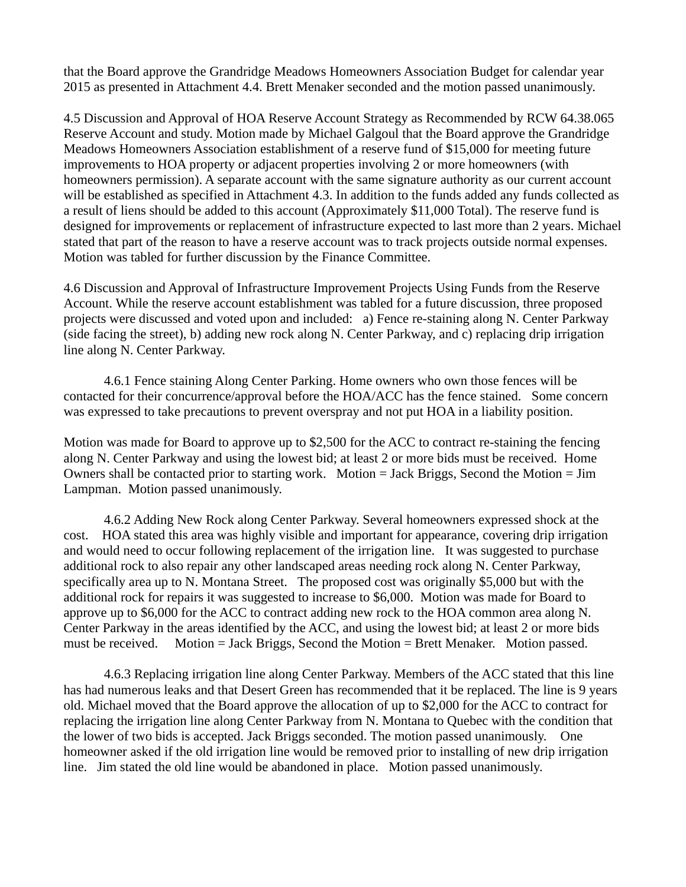that the Board approve the Grandridge Meadows Homeowners Association Budget for calendar year 2015 as presented in Attachment 4.4. Brett Menaker seconded and the motion passed unanimously.

4.5 Discussion and Approval of HOA Reserve Account Strategy as Recommended by RCW 64.38.065 Reserve Account and study. Motion made by Michael Galgoul that the Board approve the Grandridge Meadows Homeowners Association establishment of a reserve fund of $15,000 for meeting future improvements to HOA property or adjacent properties involving 2 or more homeowners (with homeowners permission). A separate account with the same signature authority as our current account will be established as specified in Attachment 4.3. In addition to the funds added any funds collected as a result of liens should be added to this account (Approximately $11,000 Total). The reserve fund is designed for improvements or replacement of infrastructure expected to last more than 2 years. Michael stated that part of the reason to have a reserve account was to track projects outside normal expenses. Motion was tabled for further discussion by the Finance Committee.

4.6 Discussion and Approval of Infrastructure Improvement Projects Using Funds from the Reserve Account. While the reserve account establishment was tabled for a future discussion, three proposed projects were discussed and voted upon and included: a) Fence re-staining along N. Center Parkway (side facing the street), b) adding new rock along N. Center Parkway, and c) replacing drip irrigation line along N. Center Parkway.

4.6.1 Fence staining Along Center Parking. Home owners who own those fences will be contacted for their concurrence/approval before the HOA/ACC has the fence stained. Some concern was expressed to take precautions to prevent overspray and not put HOA in a liability position.

Motion was made for Board to approve up to $2,500 for the ACC to contract re-staining the fencing along N. Center Parkway and using the lowest bid; at least 2 or more bids must be received. Home Owners shall be contacted prior to starting work. Motion = Jack Briggs, Second the Motion = Jim Lampman. Motion passed unanimously.

4.6.2 Adding New Rock along Center Parkway. Several homeowners expressed shock at the cost. HOA stated this area was highly visible and important for appearance, covering drip irrigation and would need to occur following replacement of the irrigation line. It was suggested to purchase additional rock to also repair any other landscaped areas needing rock along N. Center Parkway, specifically area up to N. Montana Street. The proposed cost was originally $5,000 but with the additional rock for repairs it was suggested to increase to $6,000. Motion was made for Board to approve up to $6,000 for the ACC to contract adding new rock to the HOA common area along N. Center Parkway in the areas identified by the ACC, and using the lowest bid; at least 2 or more bids must be received. Motion = Jack Briggs, Second the Motion = Brett Menaker. Motion passed.

4.6.3 Replacing irrigation line along Center Parkway. Members of the ACC stated that this line has had numerous leaks and that Desert Green has recommended that it be replaced. The line is 9 years old. Michael moved that the Board approve the allocation of up to $2,000 for the ACC to contract for replacing the irrigation line along Center Parkway from N. Montana to Quebec with the condition that the lower of two bids is accepted. Jack Briggs seconded. The motion passed unanimously. One homeowner asked if the old irrigation line would be removed prior to installing of new drip irrigation line. Jim stated the old line would be abandoned in place. Motion passed unanimously.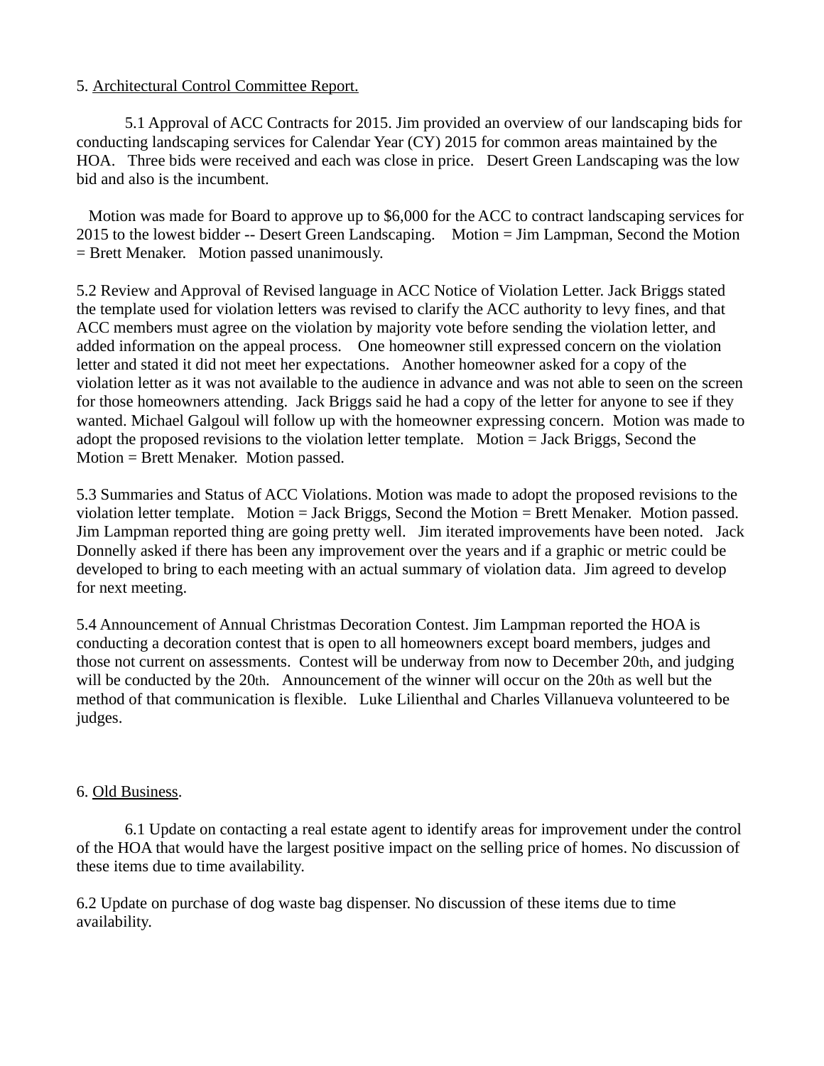5. Architectural Control Committee Report.

5.1 Approval of ACC Contracts for 2015. Jim provided an overview of our landscaping bids for conducting landscaping services for Calendar Year (CY) 2015 for common areas maintained by the HOA. Three bids were received and each was close in price. Desert Green Landscaping was the low bid and also is the incumbent.

Motion was made for Board to approve up to $6,000 for the ACC to contract landscaping services for 2015 to the lowest bidder -- Desert Green Landscaping. Motion = Jim Lampman, Second the Motion = Brett Menaker. Motion passed unanimously.

5.2 Review and Approval of Revised language in ACC Notice of Violation Letter. Jack Briggs stated the template used for violation letters was revised to clarify the ACC authority to levy fines, and that ACC members must agree on the violation by majority vote before sending the violation letter, and added information on the appeal process. One homeowner still expressed concern on the violation letter and stated it did not meet her expectations. Another homeowner asked for a copy of the violation letter as it was not available to the audience in advance and was not able to seen on the screen for those homeowners attending. Jack Briggs said he had a copy of the letter for anyone to see if they wanted. Michael Galgoul will follow up with the homeowner expressing concern. Motion was made to adopt the proposed revisions to the violation letter template. Motion = Jack Briggs, Second the Motion = Brett Menaker. Motion passed.

5.3 Summaries and Status of ACC Violations. Motion was made to adopt the proposed revisions to the violation letter template. Motion = Jack Briggs, Second the Motion = Brett Menaker. Motion passed. Jim Lampman reported thing are going pretty well. Jim iterated improvements have been noted. Jack Donnelly asked if there has been any improvement over the years and if a graphic or metric could be developed to bring to each meeting with an actual summary of violation data. Jim agreed to develop for next meeting.

5.4 Announcement of Annual Christmas Decoration Contest. Jim Lampman reported the HOA is conducting a decoration contest that is open to all homeowners except board members, judges and those not current on assessments. Contest will be underway from now to December 20th, and judging will be conducted by the 20th. Announcement of the winner will occur on the 20th as well but the method of that communication is flexible. Luke Lilienthal and Charles Villanueva volunteered to be judges.

6. Old Business.

6.1 Update on contacting a real estate agent to identify areas for improvement under the control of the HOA that would have the largest positive impact on the selling price of homes. No discussion of these items due to time availability.

6.2 Update on purchase of dog waste bag dispenser. No discussion of these items due to time availability.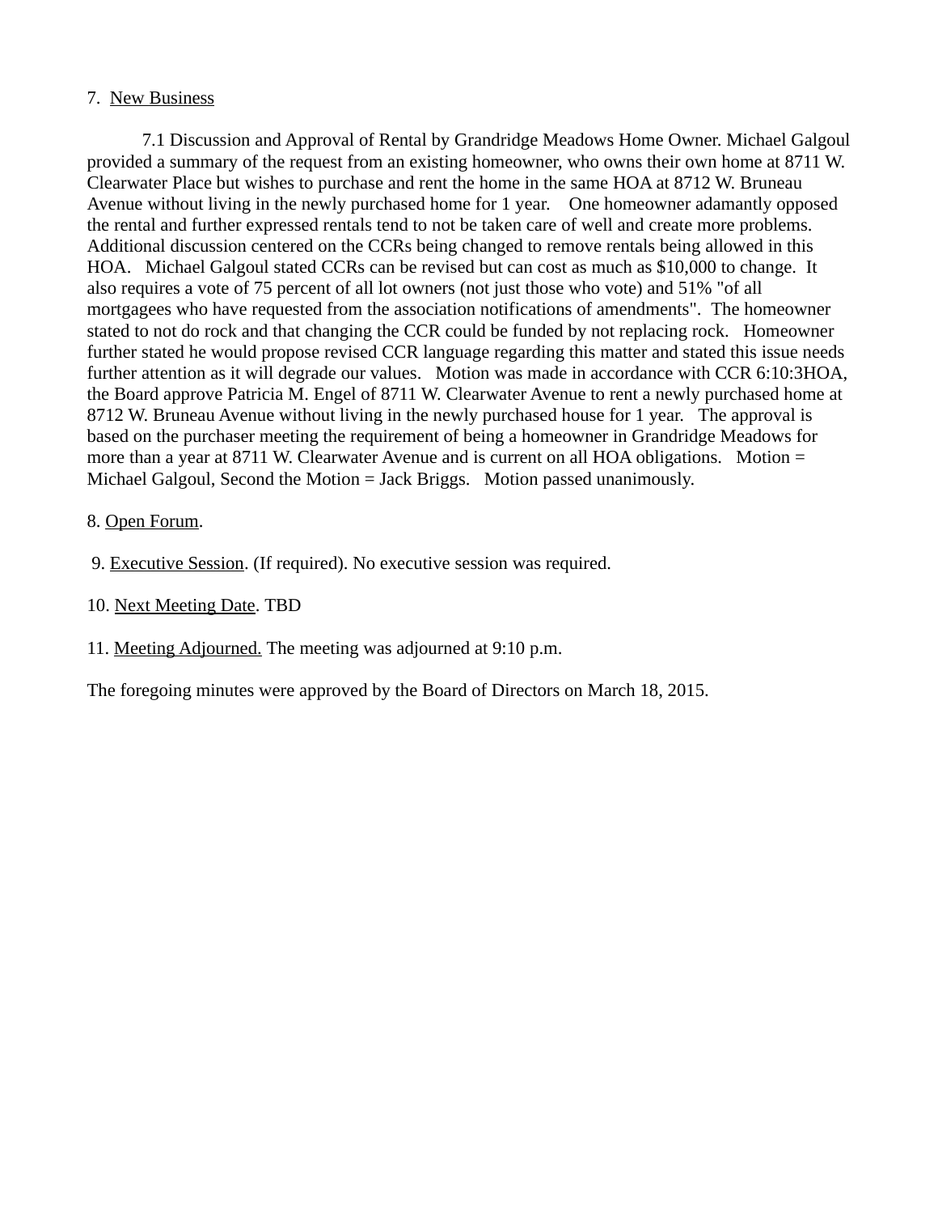7. New Business

7.1 Discussion and Approval of Rental by Grandridge Meadows Home Owner. Michael Galgoul provided a summary of the request from an existing homeowner, who owns their own home at 8711 W. Clearwater Place but wishes to purchase and rent the home in the same HOA at 8712 W. Bruneau Avenue without living in the newly purchased home for 1 year. One homeowner adamantly opposed the rental and further expressed rentals tend to not be taken care of well and create more problems. Additional discussion centered on the CCRs being changed to remove rentals being allowed in this HOA. Michael Galgoul stated CCRs can be revised but can cost as much as $10,000 to change. It also requires a vote of 75 percent of all lot owners (not just those who vote) and 51% "of all mortgagees who have requested from the association notifications of amendments". The homeowner stated to not do rock and that changing the CCR could be funded by not replacing rock. Homeowner further stated he would propose revised CCR language regarding this matter and stated this issue needs further attention as it will degrade our values. Motion was made in accordance with CCR 6:10:3HOA, the Board approve Patricia M. Engel of 8711 W. Clearwater Avenue to rent a newly purchased home at 8712 W. Bruneau Avenue without living in the newly purchased house for 1 year. The approval is based on the purchaser meeting the requirement of being a homeowner in Grandridge Meadows for more than a year at 8711 W. Clearwater Avenue and is current on all HOA obligations. Motion = Michael Galgoul, Second the Motion = Jack Briggs. Motion passed unanimously.

8. Open Forum.

9. Executive Session. (If required). No executive session was required.

10. Next Meeting Date. TBD

11. Meeting Adjourned. The meeting was adjourned at 9:10 p.m.

The foregoing minutes were approved by the Board of Directors on March 18, 2015.